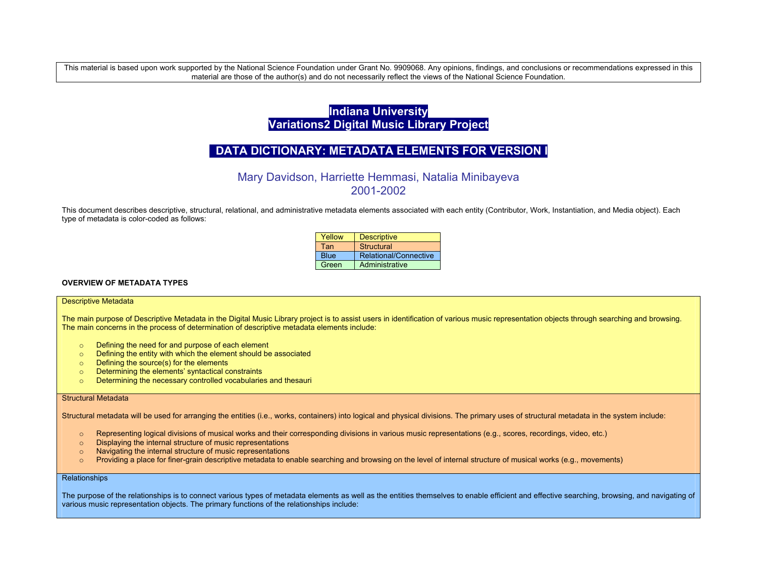This material is based upon work supported by the National Science Foundation under Grant No. 9909068. Any opinions, findings, and conclusions or recommendations expressed in this material are those of the author(s) and do not necessarily reflect the views of the National Science Foundation.

# Indiana University
# Variations2 Digital Music Library Project

## DATA DICTIONARY: METADATA ELEMENTS FOR VERSION I

Mary Davidson, Harriette Hemmasi, Natalia Minibayeva
2001-2002

This document describes descriptive, structural, relational, and administrative metadata elements associated with each entity (Contributor, Work, Instantiation, and Media object). Each type of metadata is color-coded as follows:

| Color | Type |
|---|---|
| Yellow | Descriptive |
| Tan | Structural |
| Blue | Relational/Connective |
| Green | Administrative |

**OVERVIEW OF METADATA TYPES**

Descriptive Metadata

The main purpose of Descriptive Metadata in the Digital Music Library project is to assist users in identification of various music representation objects through searching and browsing. The main concerns in the process of determination of descriptive metadata elements include:

- Defining the need for and purpose of each element
- Defining the entity with which the element should be associated
- Defining the source(s) for the elements
- Determining the elements' syntactical constraints
- Determining the necessary controlled vocabularies and thesauri

Structural Metadata

Structural metadata will be used for arranging the entities (i.e., works, containers) into logical and physical divisions. The primary uses of structural metadata in the system include:

- Representing logical divisions of musical works and their corresponding divisions in various music representations (e.g., scores, recordings, video, etc.)
- Displaying the internal structure of music representations
- Navigating the internal structure of music representations
- Providing a place for finer-grain descriptive metadata to enable searching and browsing on the level of internal structure of musical works (e.g., movements)

Relationships

The purpose of the relationships is to connect various types of metadata elements as well as the entities themselves to enable efficient and effective searching, browsing, and navigating of various music representation objects. The primary functions of the relationships include: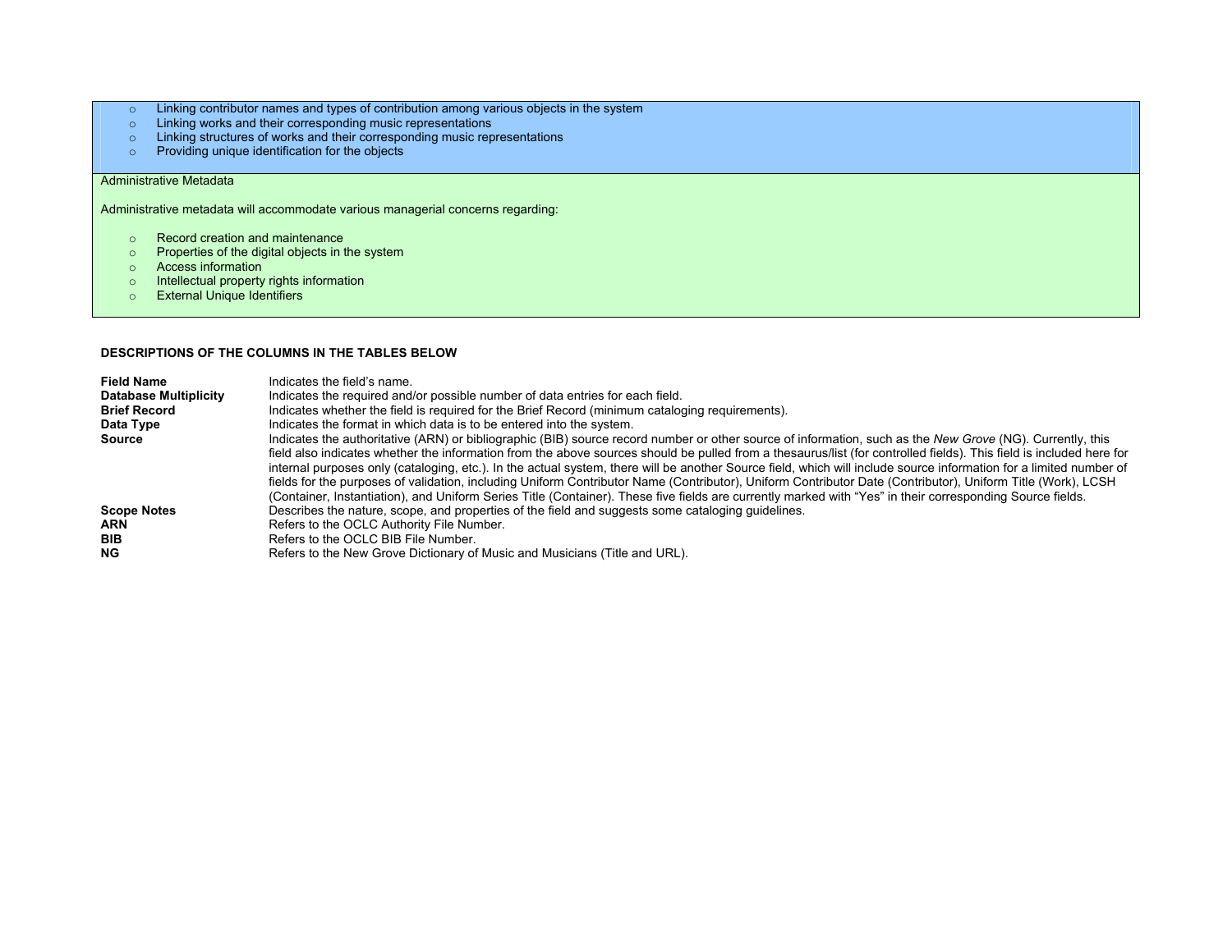- Linking contributor names and types of contribution among various objects in the system
- Linking works and their corresponding music representations
- Linking structures of works and their corresponding music representations
- Providing unique identification for the objects

Administrative Metadata

Administrative metadata will accommodate various managerial concerns regarding:

- Record creation and maintenance
- Properties of the digital objects in the system
- Access information
- Intellectual property rights information
- External Unique Identifiers

**DESCRIPTIONS OF THE COLUMNS IN THE TABLES BELOW**

| | |
|---|---|
| **Field Name** | Indicates the field's name. |
| **Database Multiplicity** | Indicates the required and/or possible number of data entries for each field. |
| **Brief Record** | Indicates whether the field is required for the Brief Record (minimum cataloging requirements). |
| **Data Type** | Indicates the format in which data is to be entered into the system. |
| **Source** | Indicates the authoritative (ARN) or bibliographic (BIB) source record number or other source of information, such as the *New Grove* (NG). Currently, this field also indicates whether the information from the above sources should be pulled from a thesaurus/list (for controlled fields). This field is included here for internal purposes only (cataloging, etc.). In the actual system, there will be another Source field, which will include source information for a limited number of fields for the purposes of validation, including Uniform Contributor Name (Contributor), Uniform Contributor Date (Contributor), Uniform Title (Work), LCSH (Container, Instantiation), and Uniform Series Title (Container). These five fields are currently marked with "Yes" in their corresponding Source fields. |
| **Scope Notes** | Describes the nature, scope, and properties of the field and suggests some cataloging guidelines. |
| **ARN** | Refers to the OCLC Authority File Number. |
| **BIB** | Refers to the OCLC BIB File Number. |
| **NG** | Refers to the New Grove Dictionary of Music and Musicians (Title and URL). |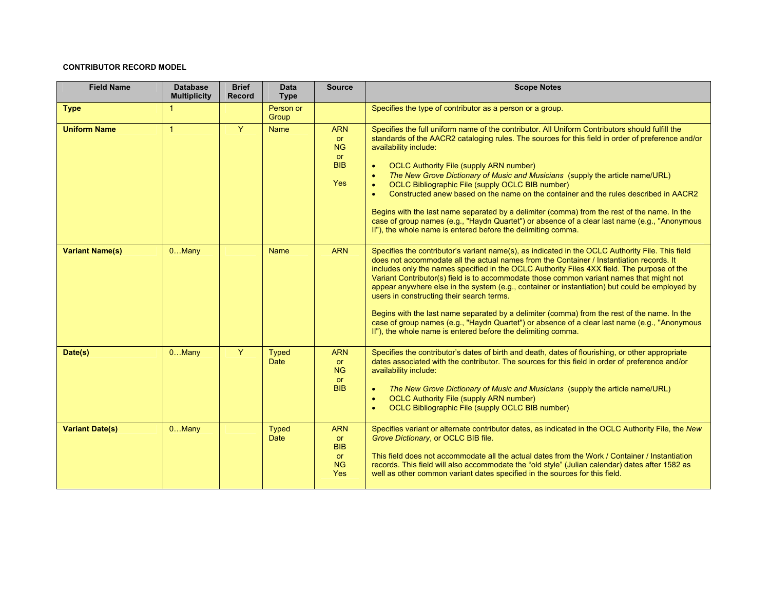**CONTRIBUTOR RECORD MODEL**

| Field Name | Database Multiplicity | Brief Record | Data Type | Source | Scope Notes |
|---|---|---|---|---|---|
| **Type** | 1 | | Person or Group | | Specifies the type of contributor as a person or a group. |
| **Uniform Name** | 1 | Y | Name | ARN or NG or BIB<br><br>Yes | Specifies the full uniform name of the contributor. All Uniform Contributors should fulfill the standards of the AACR2 cataloging rules. The sources for this field in order of preference and/or availability include:<br><br>• OCLC Authority File (supply ARN number)<br>• *The New Grove Dictionary of Music and Musicians* (supply the article name/URL)<br>• OCLC Bibliographic File (supply OCLC BIB number)<br>• Constructed anew based on the name on the container and the rules described in AACR2<br><br>Begins with the last name separated by a delimiter (comma) from the rest of the name. In the case of group names (e.g., "Haydn Quartet") or absence of a clear last name (e.g., "Anonymous II"), the whole name is entered before the delimiting comma. |
| **Variant Name(s)** | 0…Many | | Name | ARN | Specifies the contributor's variant name(s), as indicated in the OCLC Authority File. This field does not accommodate all the actual names from the Container / Instantiation records. It includes only the names specified in the OCLC Authority Files 4XX field. The purpose of the Variant Contributor(s) field is to accommodate those common variant names that might not appear anywhere else in the system (e.g., container or instantiation) but could be employed by users in constructing their search terms.<br><br>Begins with the last name separated by a delimiter (comma) from the rest of the name. In the case of group names (e.g., "Haydn Quartet") or absence of a clear last name (e.g., "Anonymous II"), the whole name is entered before the delimiting comma. |
| **Date(s)** | 0…Many | Y | Typed Date | ARN or NG or BIB | Specifies the contributor's dates of birth and death, dates of flourishing, or other appropriate dates associated with the contributor. The sources for this field in order of preference and/or availability include:<br><br>• *The New Grove Dictionary of Music and Musicians* (supply the article name/URL)<br>• OCLC Authority File (supply ARN number)<br>• OCLC Bibliographic File (supply OCLC BIB number) |
| **Variant Date(s)** | 0…Many | | Typed Date | ARN or BIB or NG Yes | Specifies variant or alternate contributor dates, as indicated in the OCLC Authority File, the *New Grove Dictionary*, or OCLC BIB file.<br><br>This field does not accommodate all the actual dates from the Work / Container / Instantiation records. This field will also accommodate the "old style" (Julian calendar) dates after 1582 as well as other common variant dates specified in the sources for this field. |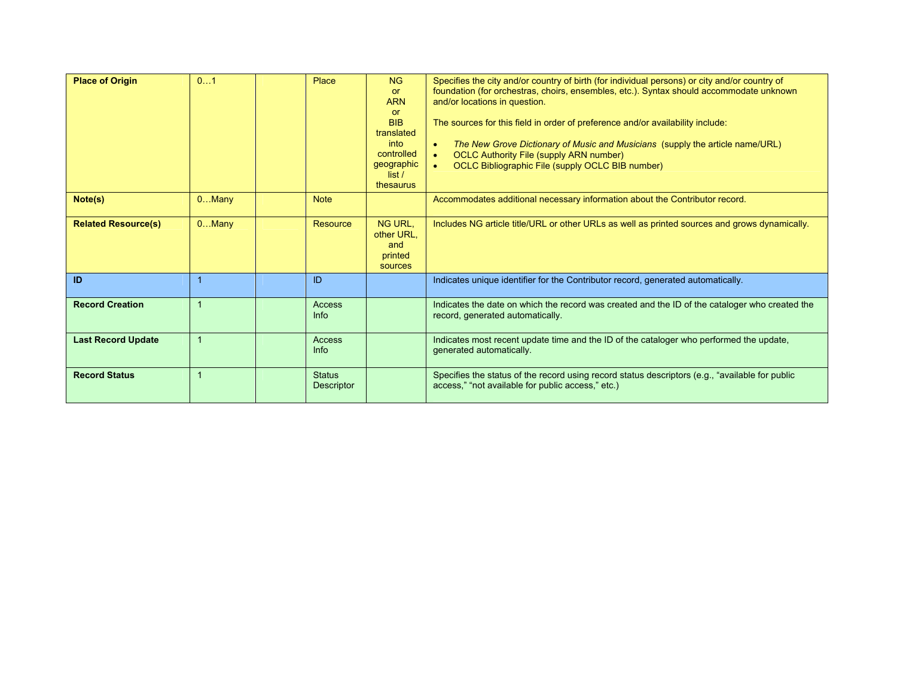| | | | | | |
|---|---|---|---|---|---|
| **Place of Origin** | 0…1 | | Place | NG or ARN or BIB translated into controlled geographic list / thesaurus | Specifies the city and/or country of birth (for individual persons) or city and/or country of foundation (for orchestras, choirs, ensembles, etc.). Syntax should accommodate unknown and/or locations in question.<br><br>The sources for this field in order of preference and/or availability include:<br><br>• *The New Grove Dictionary of Music and Musicians* (supply the article name/URL)<br>• OCLC Authority File (supply ARN number)<br>• OCLC Bibliographic File (supply OCLC BIB number) |
| **Note(s)** | 0…Many | | Note | | Accommodates additional necessary information about the Contributor record. |
| **Related Resource(s)** | 0…Many | | Resource | NG URL, other URL, and printed sources | Includes NG article title/URL or other URLs as well as printed sources and grows dynamically. |
| **ID** | 1 | | ID | | Indicates unique identifier for the Contributor record, generated automatically. |
| **Record Creation** | 1 | | Access Info | | Indicates the date on which the record was created and the ID of the cataloger who created the record, generated automatically. |
| **Last Record Update** | 1 | | Access Info | | Indicates most recent update time and the ID of the cataloger who performed the update, generated automatically. |
| **Record Status** | 1 | | Status Descriptor | | Specifies the status of the record using record status descriptors (e.g., “available for public access,” “not available for public access,” etc.) |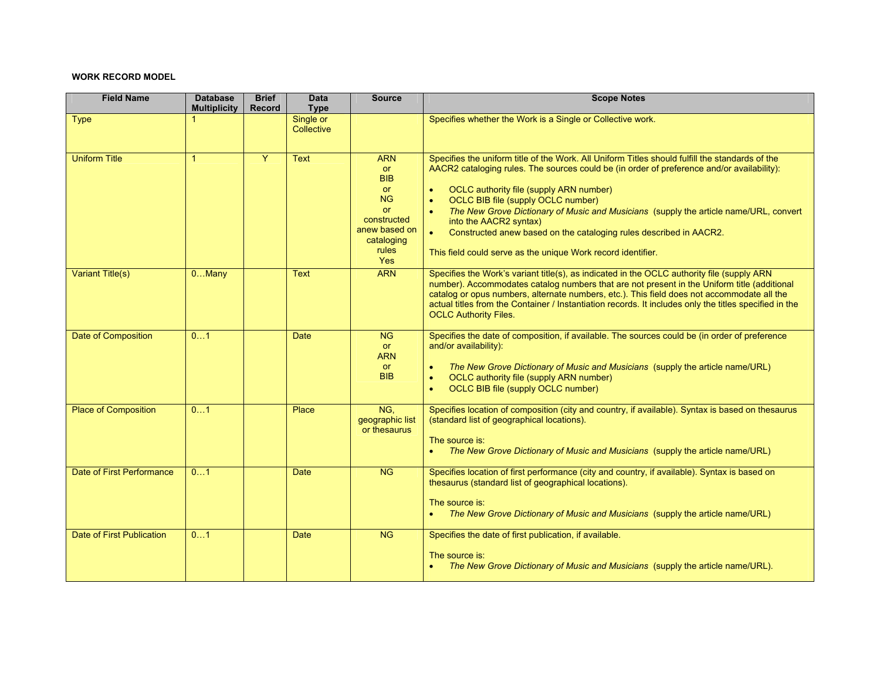**WORK RECORD MODEL**

| Field Name | Database Multiplicity | Brief Record | Data Type | Source | Scope Notes |
|---|---|---|---|---|---|
| Type | 1 | | Single or Collective | | Specifies whether the Work is a Single or Collective work. |
| Uniform Title | 1 | Y | Text | ARN or BIB or NG or constructed anew based on cataloging rules Yes | Specifies the uniform title of the Work. All Uniform Titles should fulfill the standards of the AACR2 cataloging rules. The sources could be (in order of preference and/or availability): <br>• OCLC authority file (supply ARN number) <br>• OCLC BIB file (supply OCLC number) <br>• *The New Grove Dictionary of Music and Musicians* (supply the article name/URL, convert into the AACR2 syntax) <br>• Constructed anew based on the cataloging rules described in AACR2. <br><br>This field could serve as the unique Work record identifier. |
| Variant Title(s) | 0…Many | | Text | ARN | Specifies the Work's variant title(s), as indicated in the OCLC authority file (supply ARN number). Accommodates catalog numbers that are not present in the Uniform title (additional catalog or opus numbers, alternate numbers, etc.). This field does not accommodate all the actual titles from the Container / Instantiation records. It includes only the titles specified in the OCLC Authority Files. |
| Date of Composition | 0…1 | | Date | NG or ARN or BIB | Specifies the date of composition, if available. The sources could be (in order of preference and/or availability): <br>• *The New Grove Dictionary of Music and Musicians* (supply the article name/URL) <br>• OCLC authority file (supply ARN number) <br>• OCLC BIB file (supply OCLC number) |
| Place of Composition | 0…1 | | Place | NG, geographic list or thesaurus | Specifies location of composition (city and country, if available). Syntax is based on thesaurus (standard list of geographical locations). <br><br>The source is: <br>• *The New Grove Dictionary of Music and Musicians* (supply the article name/URL) |
| Date of First Performance | 0…1 | | Date | NG | Specifies location of first performance (city and country, if available). Syntax is based on thesaurus (standard list of geographical locations). <br><br>The source is: <br>• *The New Grove Dictionary of Music and Musicians* (supply the article name/URL) |
| Date of First Publication | 0…1 | | Date | NG | Specifies the date of first publication, if available. <br><br>The source is: <br>• *The New Grove Dictionary of Music and Musicians* (supply the article name/URL). |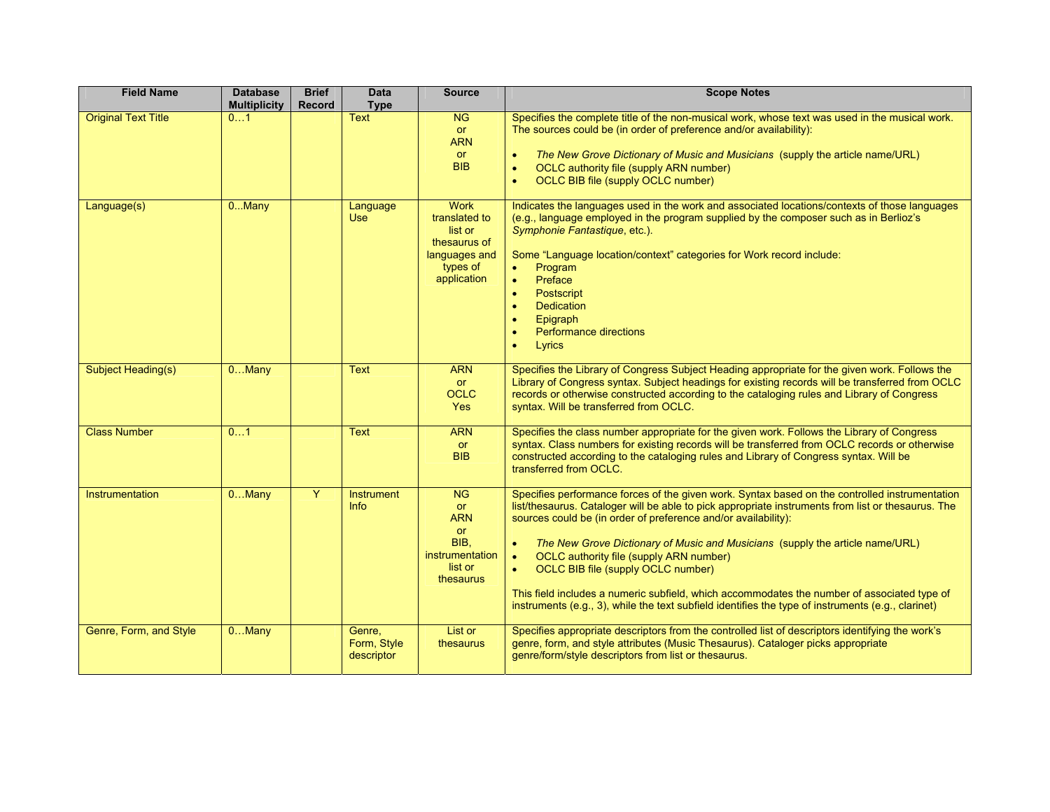| Field Name | Database Multiplicity | Brief Record | Data Type | Source | Scope Notes |
|---|---|---|---|---|---|
| Original Text Title | 0…1 | | Text | NG or ARN or BIB | Specifies the complete title of the non-musical work, whose text was used in the musical work. The sources could be (in order of preference and/or availability):<br><br>• *The New Grove Dictionary of Music and Musicians* (supply the article name/URL)<br>• OCLC authority file (supply ARN number)<br>• OCLC BIB file (supply OCLC number) |
| Language(s) | 0...Many | | Language Use | Work translated to list or thesaurus of languages and types of application | Indicates the languages used in the work and associated locations/contexts of those languages (e.g., language employed in the program supplied by the composer such as in Berlioz's *Symphonie Fantastique*, etc.).<br><br>Some "Language location/context" categories for Work record include:<br>• Program<br>• Preface<br>• Postscript<br>• Dedication<br>• Epigraph<br>• Performance directions<br>• Lyrics |
| Subject Heading(s) | 0…Many | | Text | ARN or OCLC Yes | Specifies the Library of Congress Subject Heading appropriate for the given work. Follows the Library of Congress syntax. Subject headings for existing records will be transferred from OCLC records or otherwise constructed according to the cataloging rules and Library of Congress syntax. Will be transferred from OCLC. |
| Class Number | 0…1 | | Text | ARN or BIB | Specifies the class number appropriate for the given work. Follows the Library of Congress syntax. Class numbers for existing records will be transferred from OCLC records or otherwise constructed according to the cataloging rules and Library of Congress syntax. Will be transferred from OCLC. |
| Instrumentation | 0…Many | Y | Instrument Info | NG or ARN or BIB, instrumentation list or thesaurus | Specifies performance forces of the given work. Syntax based on the controlled instrumentation list/thesaurus. Cataloger will be able to pick appropriate instruments from list or thesaurus. The sources could be (in order of preference and/or availability):<br><br>• *The New Grove Dictionary of Music and Musicians* (supply the article name/URL)<br>• OCLC authority file (supply ARN number)<br>• OCLC BIB file (supply OCLC number)<br><br>This field includes a numeric subfield, which accommodates the number of associated type of instruments (e.g., 3), while the text subfield identifies the type of instruments (e.g., clarinet) |
| Genre, Form, and Style | 0…Many | | Genre, Form, Style descriptor | List or thesaurus | Specifies appropriate descriptors from the controlled list of descriptors identifying the work's genre, form, and style attributes (Music Thesaurus). Cataloger picks appropriate genre/form/style descriptors from list or thesaurus. |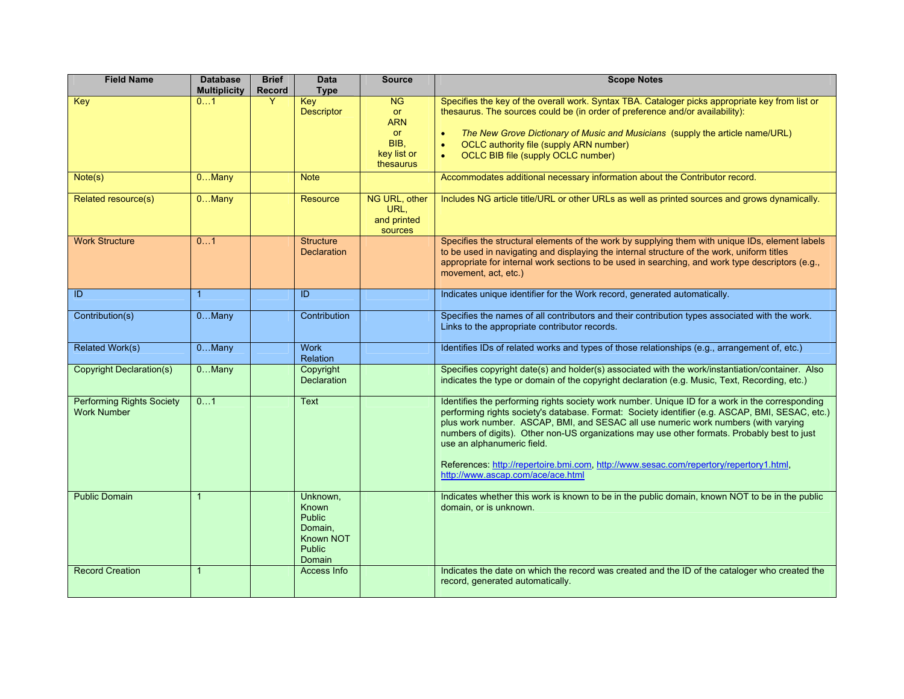| Field Name | Database Multiplicity | Brief Record | Data Type | Source | Scope Notes |
|---|---|---|---|---|---|
| Key | 0…1 | Y | Key Descriptor | NG or ARN or BIB, key list or thesaurus | Specifies the key of the overall work. Syntax TBA. Cataloger picks appropriate key from list or thesaurus. The sources could be (in order of preference and/or availability):<br>• *The New Grove Dictionary of Music and Musicians* (supply the article name/URL)<br>• OCLC authority file (supply ARN number)<br>• OCLC BIB file (supply OCLC number) |
| Note(s) | 0…Many | | Note | | Accommodates additional necessary information about the Contributor record. |
| Related resource(s) | 0…Many | | Resource | NG URL, other URL, and printed sources | Includes NG article title/URL or other URLs as well as printed sources and grows dynamically. |
| Work Structure | 0…1 | | Structure Declaration | | Specifies the structural elements of the work by supplying them with unique IDs, element labels to be used in navigating and displaying the internal structure of the work, uniform titles appropriate for internal work sections to be used in searching, and work type descriptors (e.g., movement, act, etc.) |
| ID | 1 | | ID | | Indicates unique identifier for the Work record, generated automatically. |
| Contribution(s) | 0…Many | | Contribution | | Specifies the names of all contributors and their contribution types associated with the work. Links to the appropriate contributor records. |
| Related Work(s) | 0…Many | | Work Relation | | Identifies IDs of related works and types of those relationships (e.g., arrangement of, etc.) |
| Copyright Declaration(s) | 0…Many | | Copyright Declaration | | Specifies copyright date(s) and holder(s) associated with the work/instantiation/container. Also indicates the type or domain of the copyright declaration (e.g. Music, Text, Recording, etc.) |
| Performing Rights Society Work Number | 0…1 | | Text | | Identifies the performing rights society work number. Unique ID for a work in the corresponding performing rights society's database. Format: Society identifier (e.g. ASCAP, BMI, SESAC, etc.) plus work number. ASCAP, BMI, and SESAC all use numeric work numbers (with varying numbers of digits). Other non-US organizations may use other formats. Probably best to just use an alphanumeric field.<br><br>References: http://repertoire.bmi.com, http://www.sesac.com/repertory/repertory1.html, http://www.ascap.com/ace/ace.html |
| Public Domain | 1 | | Unknown, Known Public Domain, Known NOT Public Domain | | Indicates whether this work is known to be in the public domain, known NOT to be in the public domain, or is unknown. |
| Record Creation | 1 | | Access Info | | Indicates the date on which the record was created and the ID of the cataloger who created the record, generated automatically. |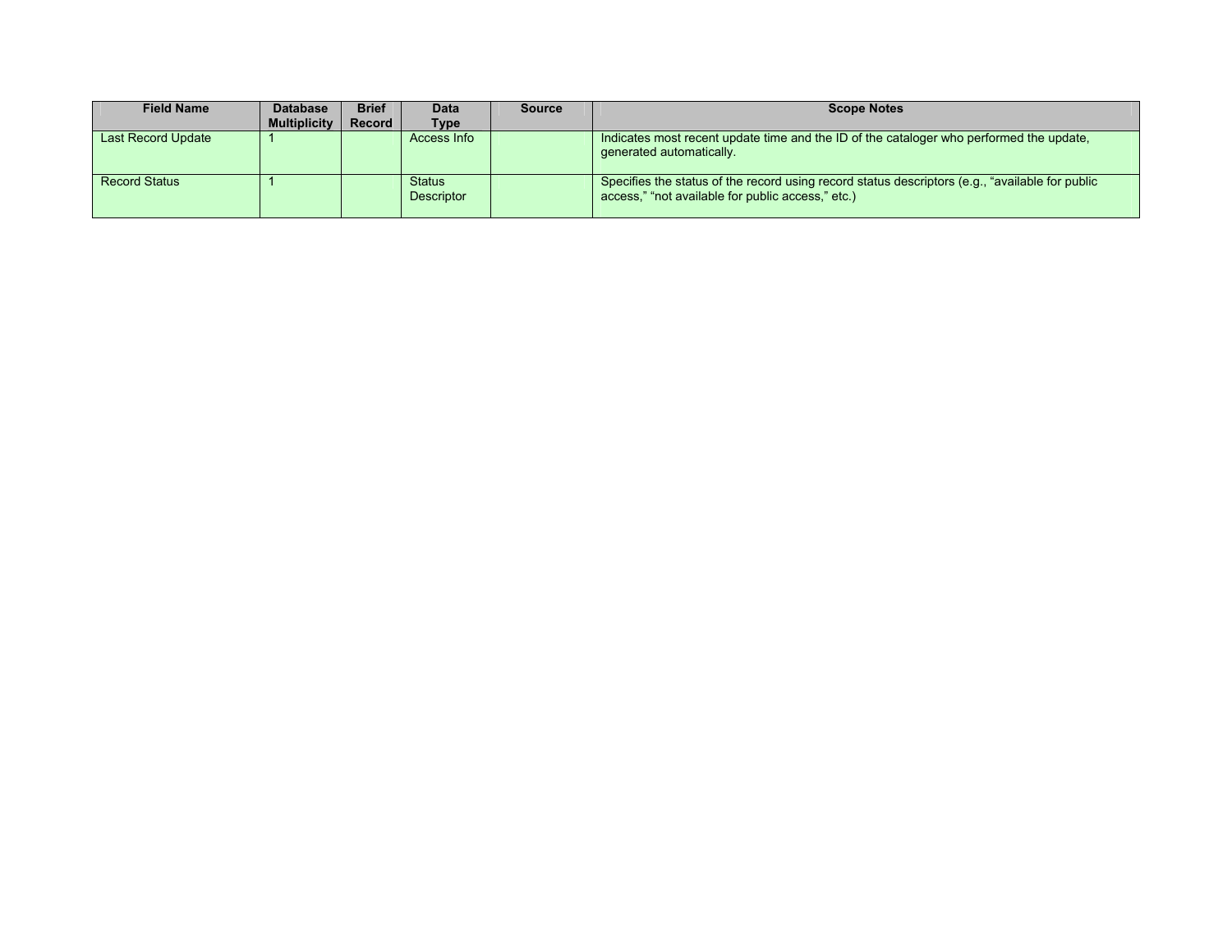| Field Name | Database Multiplicity | Brief Record | Data Type | Source | Scope Notes |
|---|---|---|---|---|---|
| Last Record Update | 1 | | Access Info | | Indicates most recent update time and the ID of the cataloger who performed the update, generated automatically. |
| Record Status | 1 | | Status Descriptor | | Specifies the status of the record using record status descriptors (e.g., “available for public access,” “not available for public access,” etc.) |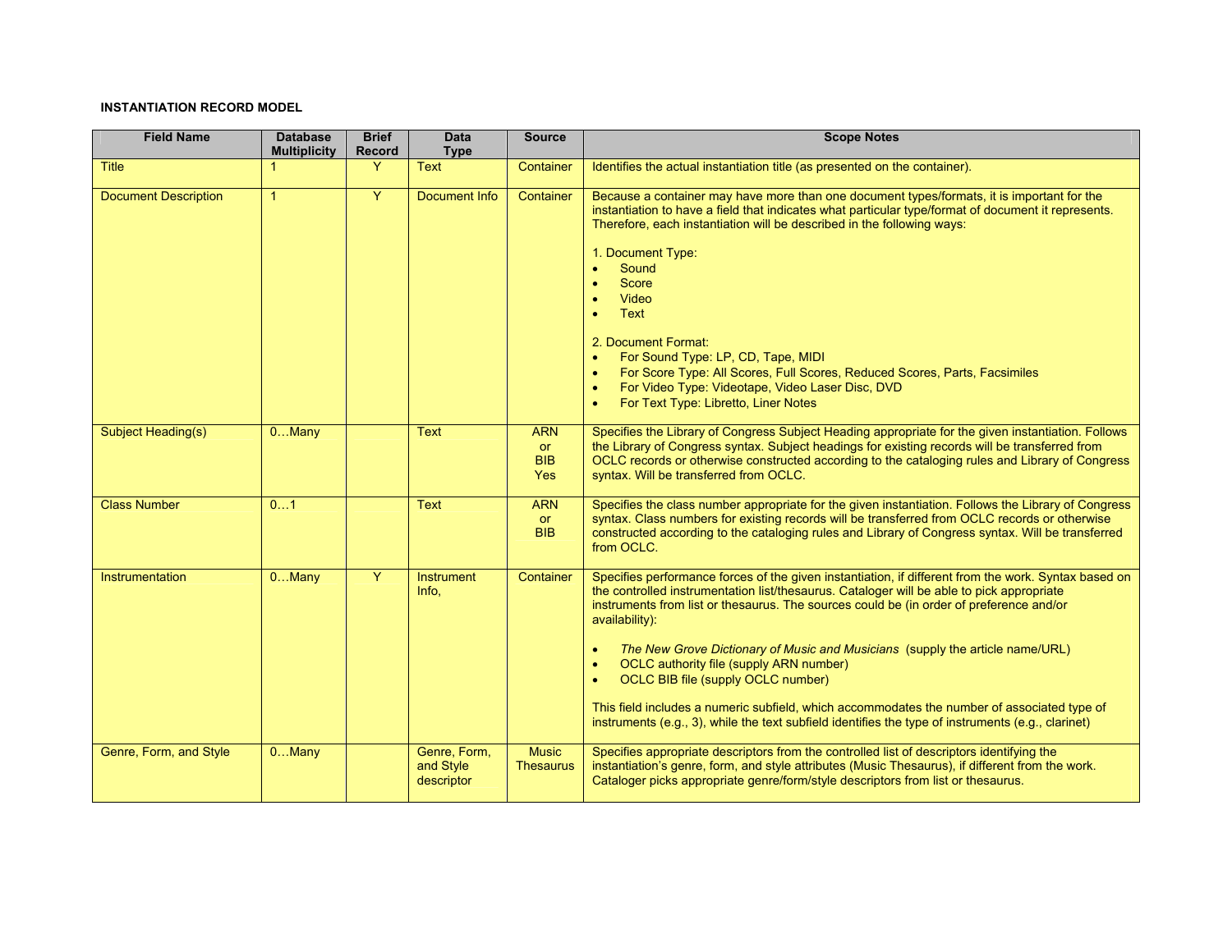**INSTANTIATION RECORD MODEL**

| Field Name | Database Multiplicity | Brief Record | Data Type | Source | Scope Notes |
|---|---|---|---|---|---|
| Title | 1 | Y | Text | Container | Identifies the actual instantiation title (as presented on the container). |
| Document Description | 1 | Y | Document Info | Container | Because a container may have more than one document types/formats, it is important for the instantiation to have a field that indicates what particular type/format of document it represents. Therefore, each instantiation will be described in the following ways:<br><br>1. Document Type:<br>• Sound<br>• Score<br>• Video<br>• Text<br><br>2. Document Format:<br>• For Sound Type: LP, CD, Tape, MIDI<br>• For Score Type: All Scores, Full Scores, Reduced Scores, Parts, Facsimiles<br>• For Video Type: Videotape, Video Laser Disc, DVD<br>• For Text Type: Libretto, Liner Notes |
| Subject Heading(s) | 0…Many | | Text | ARN or BIB Yes | Specifies the Library of Congress Subject Heading appropriate for the given instantiation. Follows the Library of Congress syntax. Subject headings for existing records will be transferred from OCLC records or otherwise constructed according to the cataloging rules and Library of Congress syntax. Will be transferred from OCLC. |
| Class Number | 0…1 | | Text | ARN or BIB | Specifies the class number appropriate for the given instantiation. Follows the Library of Congress syntax. Class numbers for existing records will be transferred from OCLC records or otherwise constructed according to the cataloging rules and Library of Congress syntax. Will be transferred from OCLC. |
| Instrumentation | 0…Many | Y | Instrument Info, | Container | Specifies performance forces of the given instantiation, if different from the work. Syntax based on the controlled instrumentation list/thesaurus. Cataloger will be able to pick appropriate instruments from list or thesaurus. The sources could be (in order of preference and/or availability):<br><br>• *The New Grove Dictionary of Music and Musicians* (supply the article name/URL)<br>• OCLC authority file (supply ARN number)<br>• OCLC BIB file (supply OCLC number)<br><br>This field includes a numeric subfield, which accommodates the number of associated type of instruments (e.g., 3), while the text subfield identifies the type of instruments (e.g., clarinet) |
| Genre, Form, and Style | 0…Many | | Genre, Form, and Style descriptor | Music Thesaurus | Specifies appropriate descriptors from the controlled list of descriptors identifying the instantiation's genre, form, and style attributes (Music Thesaurus), if different from the work. Cataloger picks appropriate genre/form/style descriptors from list or thesaurus. |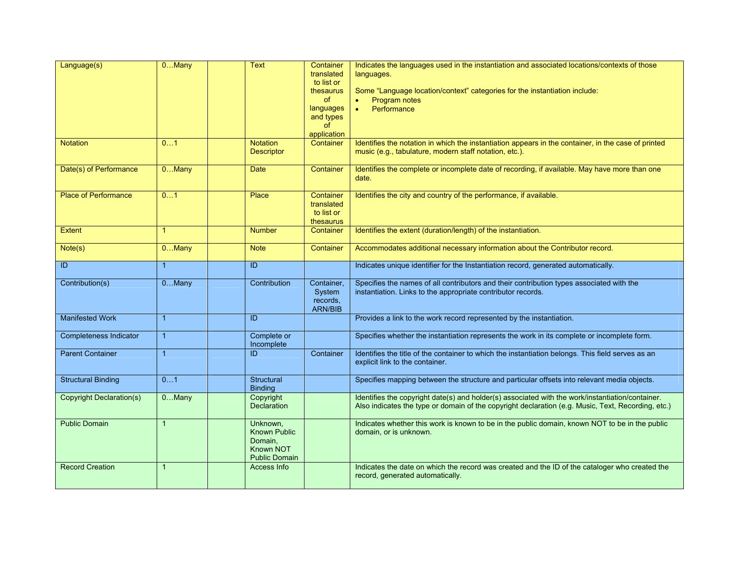| | | | | | |
|---|---|---|---|---|---|
| Language(s) | 0…Many | | Text | Container translated to list or thesaurus of languages and types of application | Indicates the languages used in the instantiation and associated locations/contexts of those languages.<br><br>Some "Language location/context" categories for the instantiation include:<br>• Program notes<br>• Performance |
| Notation | 0…1 | | Notation Descriptor | Container | Identifies the notation in which the instantiation appears in the container, in the case of printed music (e.g., tabulature, modern staff notation, etc.). |
| Date(s) of Performance | 0…Many | | Date | Container | Identifies the complete or incomplete date of recording, if available. May have more than one date. |
| Place of Performance | 0…1 | | Place | Container translated to list or thesaurus | Identifies the city and country of the performance, if available. |
| Extent | 1 | | Number | Container | Identifies the extent (duration/length) of the instantiation. |
| Note(s) | 0…Many | | Note | Container | Accommodates additional necessary information about the Contributor record. |
| ID | 1 | | ID | | Indicates unique identifier for the Instantiation record, generated automatically. |
| Contribution(s) | 0…Many | | Contribution | Container, System records, ARN/BIB | Specifies the names of all contributors and their contribution types associated with the instantiation. Links to the appropriate contributor records. |
| Manifested Work | 1 | | ID | | Provides a link to the work record represented by the instantiation. |
| Completeness Indicator | 1 | | Complete or Incomplete | | Specifies whether the instantiation represents the work in its complete or incomplete form. |
| Parent Container | 1 | | ID | Container | Identifies the title of the container to which the instantiation belongs. This field serves as an explicit link to the container. |
| Structural Binding | 0…1 | | Structural Binding | | Specifies mapping between the structure and particular offsets into relevant media objects. |
| Copyright Declaration(s) | 0…Many | | Copyright Declaration | | Identifies the copyright date(s) and holder(s) associated with the work/instantiation/container. Also indicates the type or domain of the copyright declaration (e.g. Music, Text, Recording, etc.) |
| Public Domain | 1 | | Unknown, Known Public Domain, Known NOT Public Domain | | Indicates whether this work is known to be in the public domain, known NOT to be in the public domain, or is unknown. |
| Record Creation | 1 | | Access Info | | Indicates the date on which the record was created and the ID of the cataloger who created the record, generated automatically. |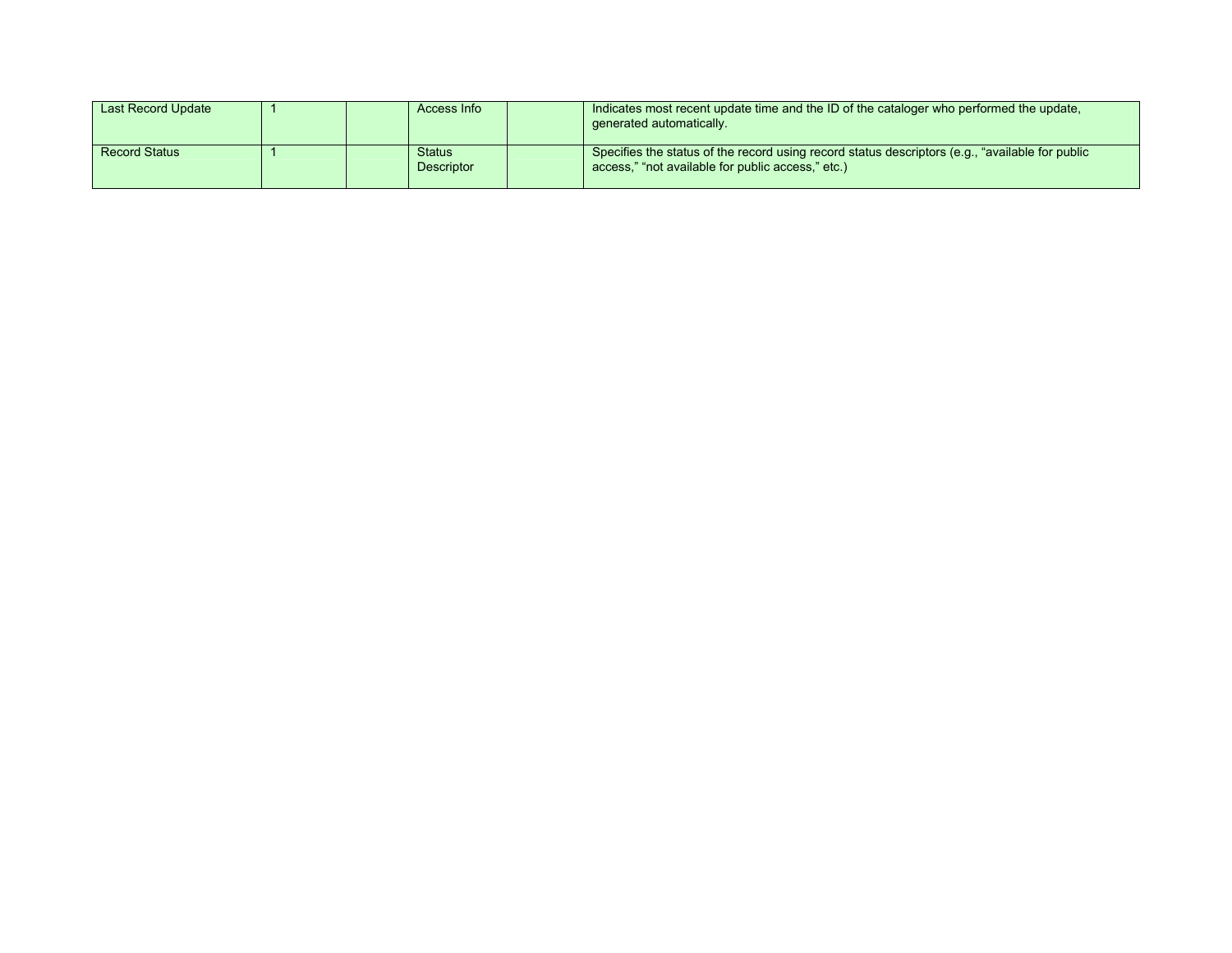| | | | | | |
|---|---|---|---|---|---|
| Last Record Update | 1 | | Access Info | | Indicates most recent update time and the ID of the cataloger who performed the update, generated automatically. |
| Record Status | 1 | | Status Descriptor | | Specifies the status of the record using record status descriptors (e.g., “available for public access,” “not available for public access,” etc.) |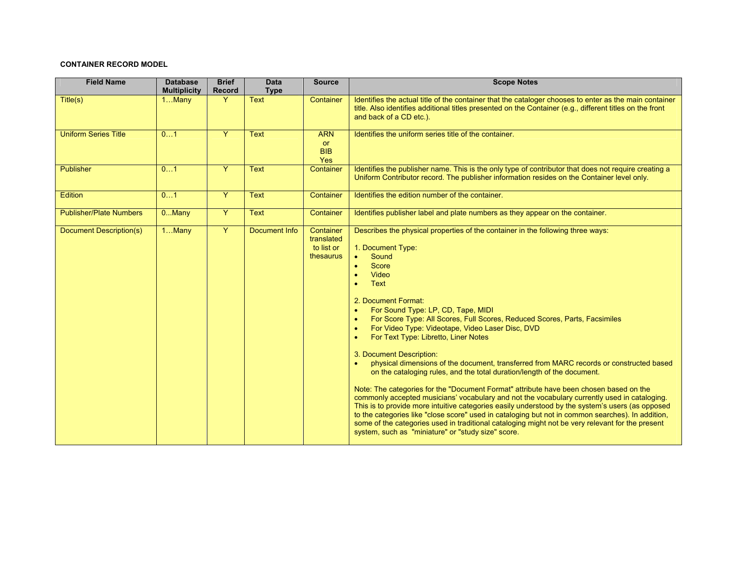**CONTAINER RECORD MODEL**

| Field Name | Database Multiplicity | Brief Record | Data Type | Source | Scope Notes |
|---|---|---|---|---|---|
| Title(s) | 1…Many | Y | Text | Container | Identifies the actual title of the container that the cataloger chooses to enter as the main container title. Also identifies additional titles presented on the Container (e.g., different titles on the front and back of a CD etc.). |
| Uniform Series Title | 0…1 | Y | Text | ARN or BIB Yes | Identifies the uniform series title of the container. |
| Publisher | 0…1 | Y | Text | Container | Identifies the publisher name. This is the only type of contributor that does not require creating a Uniform Contributor record. The publisher information resides on the Container level only. |
| Edition | 0…1 | Y | Text | Container | Identifies the edition number of the container. |
| Publisher/Plate Numbers | 0...Many | Y | Text | Container | Identifies publisher label and plate numbers as they appear on the container. |
| Document Description(s) | 1…Many | Y | Document Info | Container translated to list or thesaurus | Describes the physical properties of the container in the following three ways:<br><br>1. Document Type:<br>• Sound<br>• Score<br>• Video<br>• Text<br><br>2. Document Format:<br>• For Sound Type: LP, CD, Tape, MIDI<br>• For Score Type: All Scores, Full Scores, Reduced Scores, Parts, Facsimiles<br>• For Video Type: Videotape, Video Laser Disc, DVD<br>• For Text Type: Libretto, Liner Notes<br><br>3. Document Description:<br>• physical dimensions of the document, transferred from MARC records or constructed based on the cataloging rules, and the total duration/length of the document.<br><br>Note: The categories for the "Document Format" attribute have been chosen based on the commonly accepted musicians' vocabulary and not the vocabulary currently used in cataloging. This is to provide more intuitive categories easily understood by the system's users (as opposed to the categories like "close score" used in cataloging but not in common searches). In addition, some of the categories used in traditional cataloging might not be very relevant for the present system, such as "miniature" or "study size" score. |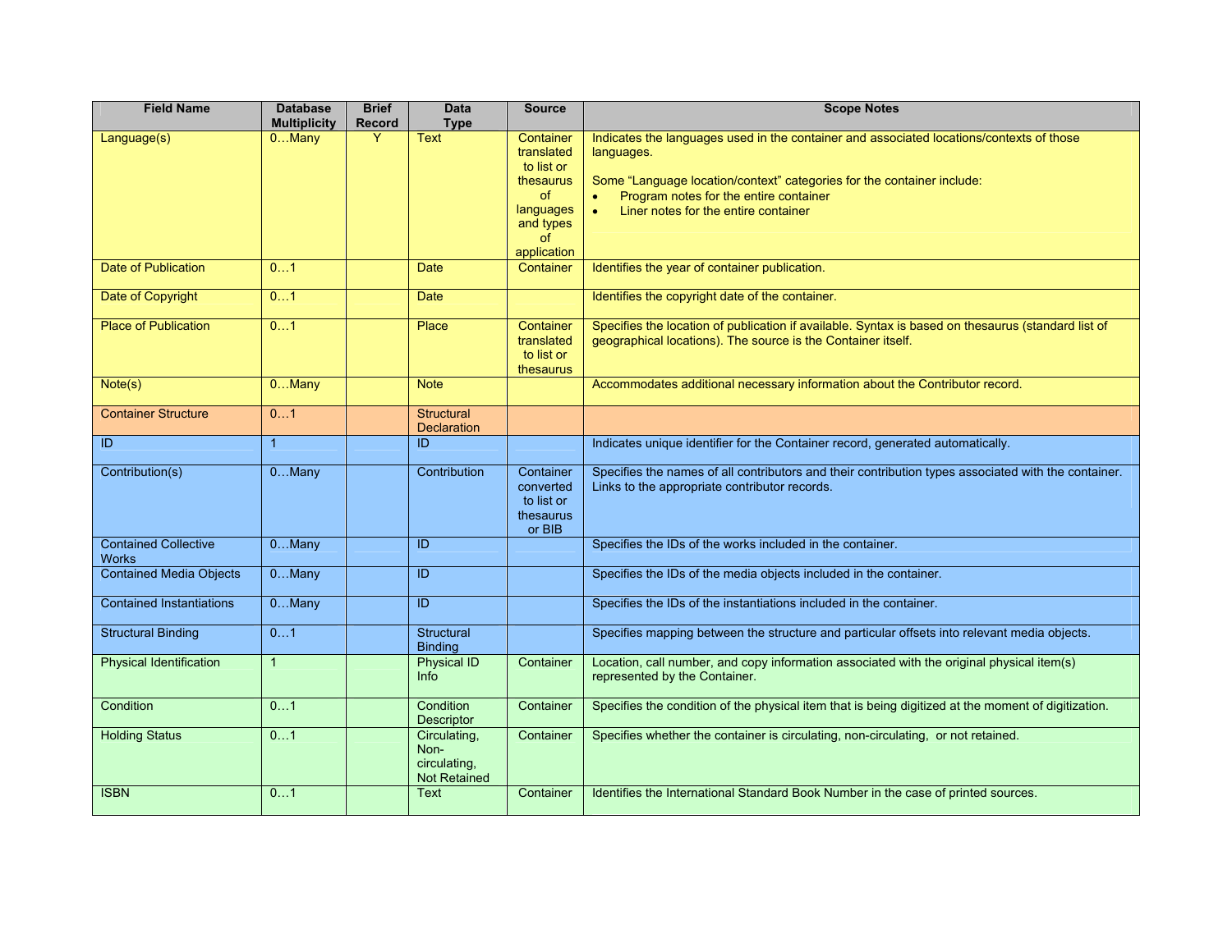| Field Name | Database Multiplicity | Brief Record | Data Type | Source | Scope Notes |
|---|---|---|---|---|---|
| Language(s) | 0…Many | Y | Text | Container translated to list or thesaurus of languages and types of application | Indicates the languages used in the container and associated locations/contexts of those languages.<br><br>Some "Language location/context" categories for the container include:<br>• Program notes for the entire container<br>• Liner notes for the entire container |
| Date of Publication | 0…1 | | Date | Container | Identifies the year of container publication. |
| Date of Copyright | 0…1 | | Date | | Identifies the copyright date of the container. |
| Place of Publication | 0…1 | | Place | Container translated to list or thesaurus | Specifies the location of publication if available. Syntax is based on thesaurus (standard list of geographical locations). The source is the Container itself. |
| Note(s) | 0…Many | | Note | | Accommodates additional necessary information about the Contributor record. |
| Container Structure | 0…1 | | Structural Declaration | | |
| ID | 1 | | ID | | Indicates unique identifier for the Container record, generated automatically. |
| Contribution(s) | 0…Many | | Contribution | Container converted to list or thesaurus or BIB | Specifies the names of all contributors and their contribution types associated with the container. Links to the appropriate contributor records. |
| Contained Collective Works | 0…Many | | ID | | Specifies the IDs of the works included in the container. |
| Contained Media Objects | 0…Many | | ID | | Specifies the IDs of the media objects included in the container. |
| Contained Instantiations | 0…Many | | ID | | Specifies the IDs of the instantiations included in the container. |
| Structural Binding | 0…1 | | Structural Binding | | Specifies mapping between the structure and particular offsets into relevant media objects. |
| Physical Identification | 1 | | Physical ID Info | Container | Location, call number, and copy information associated with the original physical item(s) represented by the Container. |
| Condition | 0…1 | | Condition Descriptor | Container | Specifies the condition of the physical item that is being digitized at the moment of digitization. |
| Holding Status | 0…1 | | Circulating, Non-circulating, Not Retained | Container | Specifies whether the container is circulating, non-circulating, or not retained. |
| ISBN | 0…1 | | Text | Container | Identifies the International Standard Book Number in the case of printed sources. |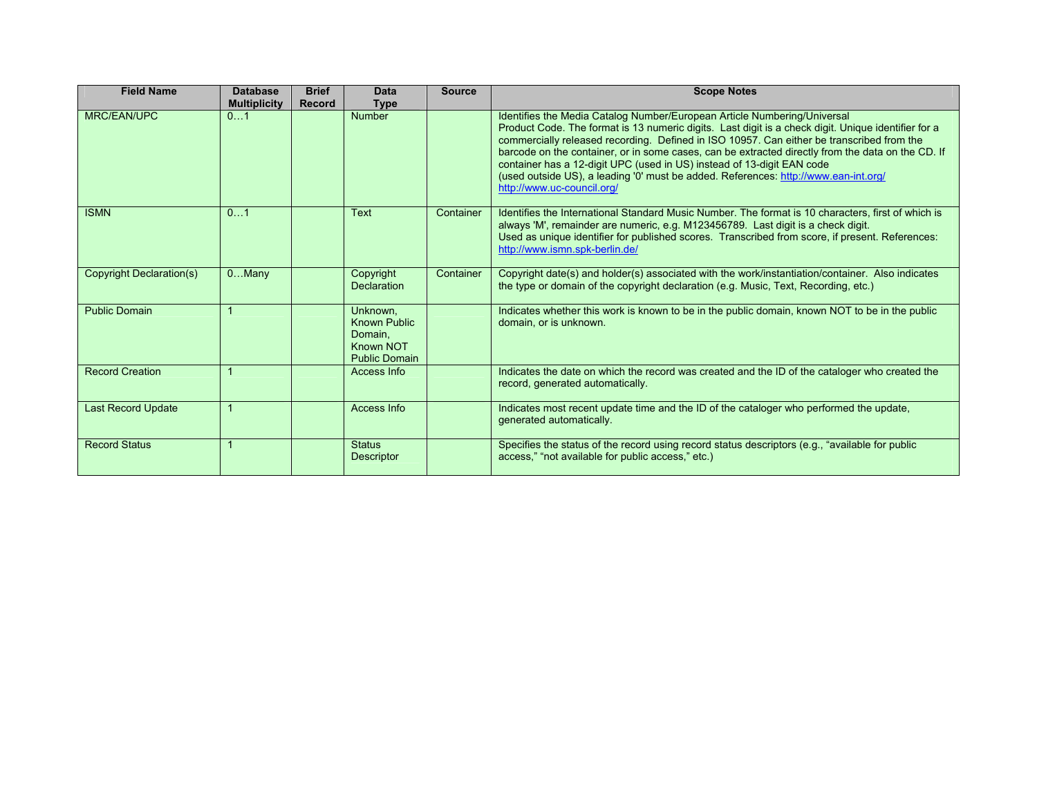| Field Name | Database Multiplicity | Brief Record | Data Type | Source | Scope Notes |
|---|---|---|---|---|---|
| MRC/EAN/UPC | 0…1 | | Number | | Identifies the Media Catalog Number/European Article Numbering/Universal Product Code. The format is 13 numeric digits. Last digit is a check digit. Unique identifier for a commercially released recording. Defined in ISO 10957. Can either be transcribed from the barcode on the container, or in some cases, can be extracted directly from the data on the CD. If container has a 12-digit UPC (used in US) instead of 13-digit EAN code (used outside US), a leading '0' must be added. References: http://www.ean-int.org/ http://www.uc-council.org/ |
| ISMN | 0…1 | | Text | Container | Identifies the International Standard Music Number. The format is 10 characters, first of which is always 'M', remainder are numeric, e.g. M123456789. Last digit is a check digit. Used as unique identifier for published scores. Transcribed from score, if present. References: http://www.ismn.spk-berlin.de/ |
| Copyright Declaration(s) | 0…Many | | Copyright Declaration | Container | Copyright date(s) and holder(s) associated with the work/instantiation/container. Also indicates the type or domain of the copyright declaration (e.g. Music, Text, Recording, etc.) |
| Public Domain | 1 | | Unknown, Known Public Domain, Known NOT Public Domain | | Indicates whether this work is known to be in the public domain, known NOT to be in the public domain, or is unknown. |
| Record Creation | 1 | | Access Info | | Indicates the date on which the record was created and the ID of the cataloger who created the record, generated automatically. |
| Last Record Update | 1 | | Access Info | | Indicates most recent update time and the ID of the cataloger who performed the update, generated automatically. |
| Record Status | 1 | | Status Descriptor | | Specifies the status of the record using record status descriptors (e.g., "available for public access," "not available for public access," etc.) |